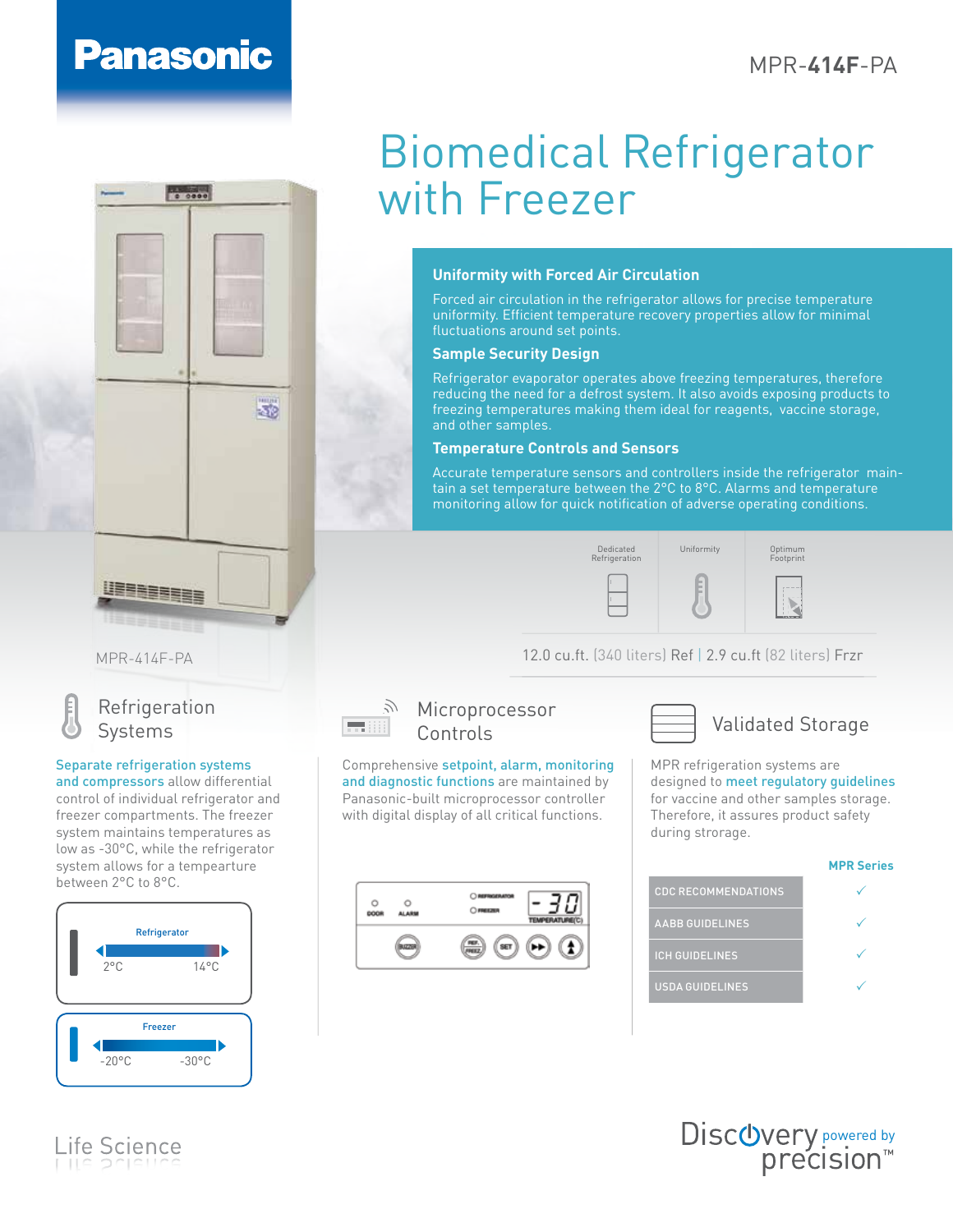Panasonic

MPR-**414F**-PA

# Biomedical Refrigerator with Freezer

### Uniformity with Forced Air Circulation

Forced air circulation in the refrigerator allows for precise temperature uniformity. Efficient temperature recovery properties allow for minimal fluctuations around set points.

### Sample Security Design

Refrigerator evaporator operates above freezing temperatures, therefore reducing the need for a defrost system. It also avoids exposing products to freezing temperatures making them ideal for reagents, vaccine storage, and other samples.

### Temperature Controls and Sensors

Accurate temperature sensors and controllers inside the refrigerator maintain a set temperature between the 2°C to 8°C. Alarms and temperature monitoring allow for quick notification of adverse operating conditions.

Dedicated Refrigeration | Uniformity | Optimum Footprint

MPR-414F-PA

12.0 cu.ft. (340 liters) Ref | 2.9 cu.ft (82 liters) Frzr

## Refrigeration Systems

**Separate refrigeration systems and compressors** allow differential control of individual refrigerator and freezer compartments. The freezer system maintains temperatures as low as -30°C, while the refrigerator system allows for a tempearture between 2°C to 8°C.

Refrigerator: 2°C – 14°C

Freezer: -20°C – -30°C

## Microprocessor Controls

Comprehensive **setpoint, alarm, monitoring and diagnostic functions** are maintained by Panasonic-built microprocessor controller with digital display of all critical functions.

## Validated Storage

MPR refrigeration systems are designed to **meet regulatory guidelines** for vaccine and other samples storage. Therefore, it assures product safety during strorage.

| | MPR Series |
|---|---|
| CDC RECOMMENDATIONS | ✓ |
| AABB GUIDELINES | ✓ |
| ICH GUIDELINES | ✓ |
| USDA GUIDELINES | ✓ |

Life Science

Discovery powered by precision™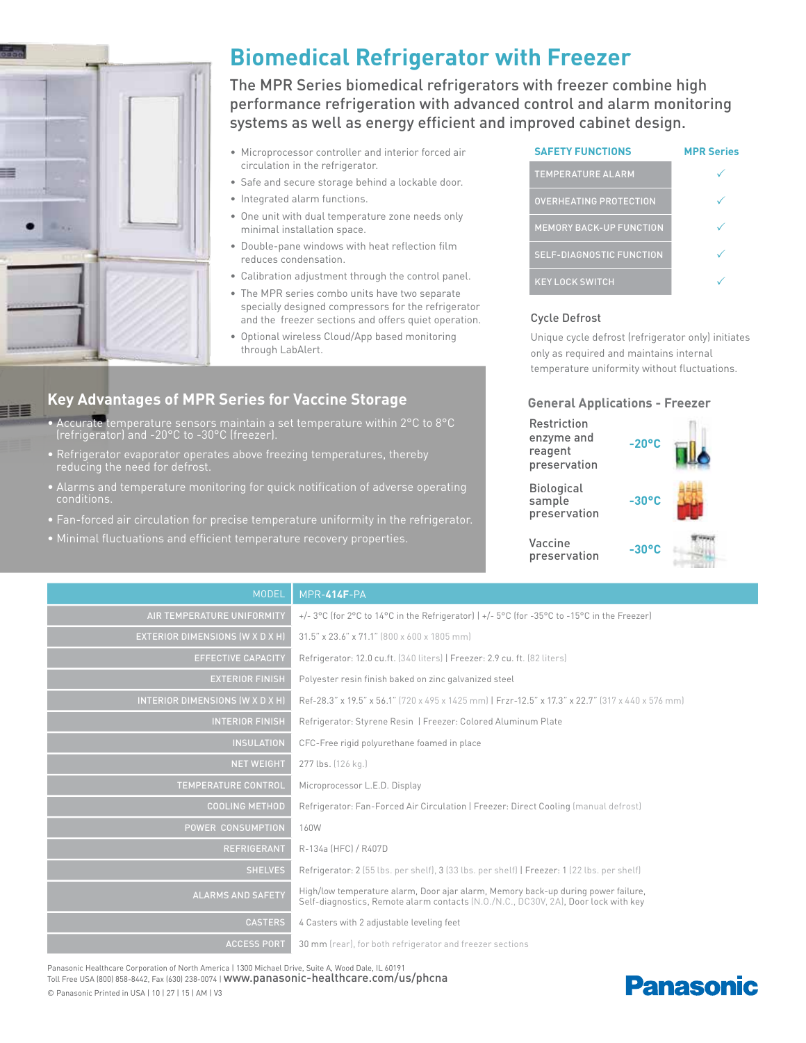# Biomedical Refrigerator with Freezer

The MPR Series biomedical refrigerators with freezer combine high performance refrigeration with advanced control and alarm monitoring systems as well as energy efficient and improved cabinet design.

- Microprocessor controller and interior forced air circulation in the refrigerator.
- Safe and secure storage behind a lockable door.
- Integrated alarm functions.
- One unit with dual temperature zone needs only minimal installation space.
- Double-pane windows with heat reflection film reduces condensation.
- Calibration adjustment through the control panel.
- The MPR series combo units have two separate specially designed compressors for the refrigerator and the freezer sections and offers quiet operation.
- Optional wireless Cloud/App based monitoring through LabAlert.

| SAFETY FUNCTIONS | MPR Series |
|---|---|
| TEMPERATURE ALARM | ✓ |
| OVERHEATING PROTECTION | ✓ |
| MEMORY BACK-UP FUNCTION | ✓ |
| SELF-DIAGNOSTIC FUNCTION | ✓ |
| KEY LOCK SWITCH | ✓ |

### Cycle Defrost

Unique cycle defrost (refrigerator only) initiates only as required and maintains internal temperature uniformity without fluctuations.

## Key Advantages of MPR Series for Vaccine Storage

- Accurate temperature sensors maintain a set temperature within 2°C to 8°C (refrigerator) and -20°C to -30°C (freezer).
- Refrigerator evaporator operates above freezing temperatures, thereby reducing the need for defrost.
- Alarms and temperature monitoring for quick notification of adverse operating conditions.
- Fan-forced air circulation for precise temperature uniformity in the refrigerator.
- Minimal fluctuations and efficient temperature recovery properties.

## General Applications - Freezer

| | |
|---|---|
| Restriction enzyme and reagent preservation | -20°C |
| Biological sample preservation | -30°C |
| Vaccine preservation | -30°C |

| MODEL | MPR-**414F**-PA |
|---|---|
| AIR TEMPERATURE UNIFORMITY | +/- 3°C (for 2°C to 14°C in the Refrigerator) \| +/- 5°C (for -35°C to -15°C in the Freezer) |
| EXTERIOR DIMENSIONS (W X D X H) | 31.5" x 23.6" x 71.1" (800 x 600 x 1805 mm) |
| EFFECTIVE CAPACITY | Refrigerator: 12.0 cu.ft. (340 liters) \| Freezer: 2.9 cu. ft. (82 liters) |
| EXTERIOR FINISH | Polyester resin finish baked on zinc galvanized steel |
| INTERIOR DIMENSIONS (W X D X H) | Ref-28.3" x 19.5" x 56.1" (720 x 495 x 1425 mm) \| Frzr-12.5" x 17.3" x 22.7" (317 x 440 x 576 mm) |
| INTERIOR FINISH | Refrigerator: Styrene Resin \| Freezer: Colored Aluminum Plate |
| INSULATION | CFC-Free rigid polyurethane foamed in place |
| NET WEIGHT | 277 lbs. (126 kg.) |
| TEMPERATURE CONTROL | Microprocessor L.E.D. Display |
| COOLING METHOD | Refrigerator: Fan-Forced Air Circulation \| Freezer: Direct Cooling (manual defrost) |
| POWER CONSUMPTION | 160W |
| REFRIGERANT | R-134a (HFC) / R407D |
| SHELVES | Refrigerator: 2 (55 lbs. per shelf), 3 (33 lbs. per shelf) \| Freezer: 1 (22 lbs. per shelf) |
| ALARMS AND SAFETY | High/low temperature alarm, Door ajar alarm, Memory back-up during power failure, Self-diagnostics, Remote alarm contacts (N.O./N.C., DC30V, 2A), Door lock with key |
| CASTERS | 4 Casters with 2 adjustable leveling feet |
| ACCESS PORT | 30 mm (rear), for both refrigerator and freezer sections |

Panasonic Healthcare Corporation of North America | 1300 Michael Drive, Suite A, Wood Dale, IL 60191
Toll Free USA (800) 858-8442, Fax (630) 238-0074 | www.panasonic-healthcare.com/us/phcna
© Panasonic Printed in USA | 10 | 27 | 15 | AM | V3

Panasonic